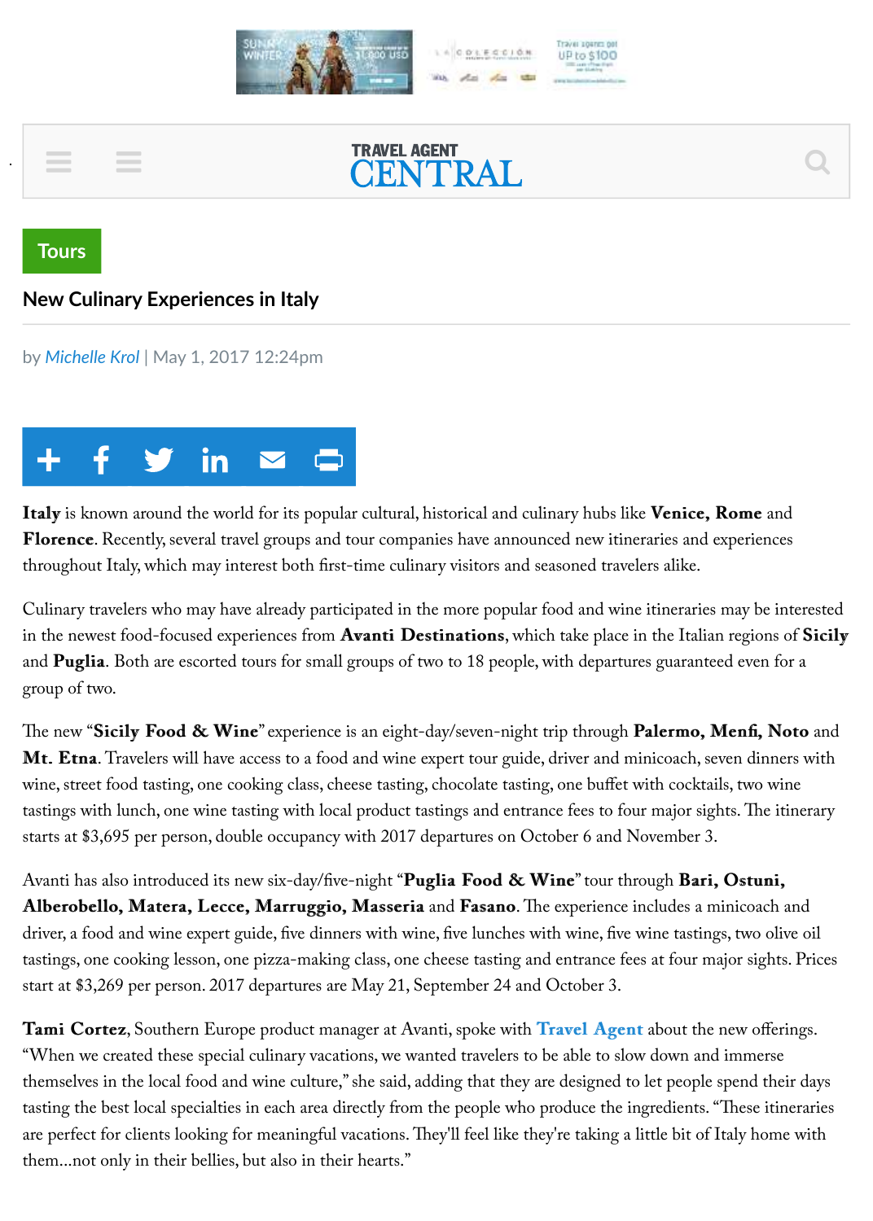Tours

# New Culinary Experiences in Italy

by *Michelle Krol* | May 1, 2017 12:24pm

**Italy** is known around the world for its popular cultural, historical and culinary hubs like **Venice, Rome** and **Florence**. Recently, several travel groups and tour companies have announced new itineraries and experiences throughout Italy, which may interest both first-time culinary visitors and seasoned travelers alike.

Culinary travelers who may have already participated in the more popular food and wine itineraries may be interested in the newest food-focused experiences from **Avanti Destinations**, which take place in the Italian regions of **Sicily** and **Puglia**. Both are escorted tours for small groups of two to 18 people, with departures guaranteed even for a group of two.

The new "**Sicily Food & Wine**" experience is an eight-day/seven-night trip through **Palermo, Menfi, Noto** and **Mt. Etna**. Travelers will have access to a food and wine expert tour guide, driver and minicoach, seven dinners with wine, street food tasting, one cooking class, cheese tasting, chocolate tasting, one buffet with cocktails, two wine tastings with lunch, one wine tasting with local product tastings and entrance fees to four major sights. The itinerary starts at $3,695 per person, double occupancy with 2017 departures on October 6 and November 3.

Avanti has also introduced its new six-day/five-night "**Puglia Food & Wine**" tour through **Bari, Ostuni, Alberobello, Matera, Lecce, Marruggio, Masseria** and **Fasano**. The experience includes a minicoach and driver, a food and wine expert guide, five dinners with wine, five lunches with wine, five wine tastings, two olive oil tastings, one cooking lesson, one pizza-making class, one cheese tasting and entrance fees at four major sights. Prices start at $3,269 per person. 2017 departures are May 21, September 24 and October 3.

**Tami Cortez**, Southern Europe product manager at Avanti, spoke with **Travel Agent** about the new offerings. "When we created these special culinary vacations, we wanted travelers to be able to slow down and immerse themselves in the local food and wine culture," she said, adding that they are designed to let people spend their days tasting the best local specialties in each area directly from the people who produce the ingredients. "These itineraries are perfect for clients looking for meaningful vacations. They'll feel like they're taking a little bit of Italy home with them...not only in their bellies, but also in their hearts."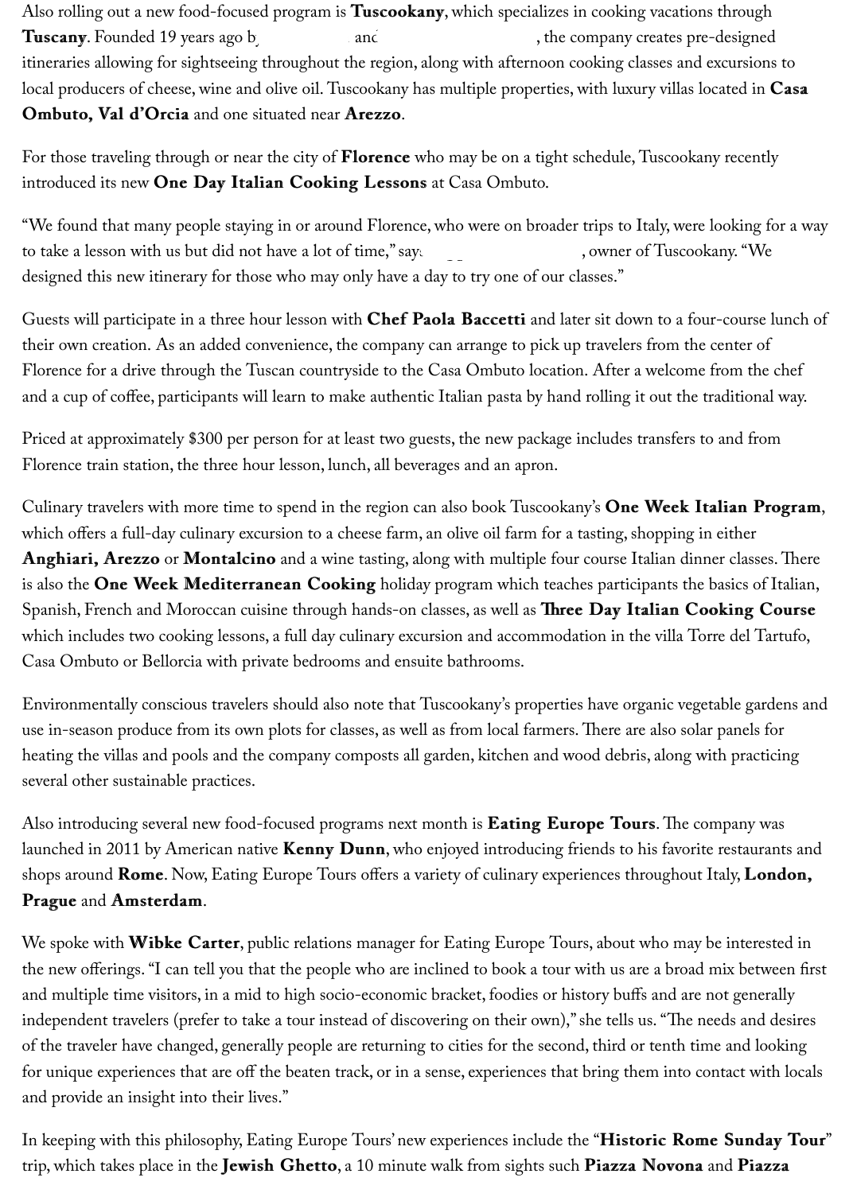Also rolling out a new food-focused program is **Tuscookany**, which specializes in cooking vacations through **Tuscany**. Founded 19 years ago by and , the company creates pre-designed itineraries allowing for sightseeing throughout the region, along with afternoon cooking classes and excursions to local producers of cheese, wine and olive oil. Tuscookany has multiple properties, with luxury villas located in **Casa Ombuto, Val d'Orcia** and one situated near **Arezzo**.

For those traveling through or near the city of **Florence** who may be on a tight schedule, Tuscookany recently introduced its new **One Day Italian Cooking Lessons** at Casa Ombuto.

"We found that many people staying in or around Florence, who were on broader trips to Italy, were looking for a way to take a lesson with us but did not have a lot of time," says , owner of Tuscookany. "We designed this new itinerary for those who may only have a day to try one of our classes."

Guests will participate in a three hour lesson with **Chef Paola Baccetti** and later sit down to a four-course lunch of their own creation. As an added convenience, the company can arrange to pick up travelers from the center of Florence for a drive through the Tuscan countryside to the Casa Ombuto location. After a welcome from the chef and a cup of coffee, participants will learn to make authentic Italian pasta by hand rolling it out the traditional way.

Priced at approximately $300 per person for at least two guests, the new package includes transfers to and from Florence train station, the three hour lesson, lunch, all beverages and an apron.

Culinary travelers with more time to spend in the region can also book Tuscookany's **One Week Italian Program**, which offers a full-day culinary excursion to a cheese farm, an olive oil farm for a tasting, shopping in either **Anghiari, Arezzo** or **Montalcino** and a wine tasting, along with multiple four course Italian dinner classes. There is also the **One Week Mediterranean Cooking** holiday program which teaches participants the basics of Italian, Spanish, French and Moroccan cuisine through hands-on classes, as well as **Three Day Italian Cooking Course** which includes two cooking lessons, a full day culinary excursion and accommodation in the villa Torre del Tartufo, Casa Ombuto or Bellorcia with private bedrooms and ensuite bathrooms.

Environmentally conscious travelers should also note that Tuscookany's properties have organic vegetable gardens and use in-season produce from its own plots for classes, as well as from local farmers. There are also solar panels for heating the villas and pools and the company composts all garden, kitchen and wood debris, along with practicing several other sustainable practices.

Also introducing several new food-focused programs next month is **Eating Europe Tours**. The company was launched in 2011 by American native **Kenny Dunn**, who enjoyed introducing friends to his favorite restaurants and shops around **Rome**. Now, Eating Europe Tours offers a variety of culinary experiences throughout Italy, **London, Prague** and **Amsterdam**.

We spoke with **Wibke Carter**, public relations manager for Eating Europe Tours, about who may be interested in the new offerings. "I can tell you that the people who are inclined to book a tour with us are a broad mix between first and multiple time visitors, in a mid to high socio-economic bracket, foodies or history buffs and are not generally independent travelers (prefer to take a tour instead of discovering on their own)," she tells us. "The needs and desires of the traveler have changed, generally people are returning to cities for the second, third or tenth time and looking for unique experiences that are off the beaten track, or in a sense, experiences that bring them into contact with locals and provide an insight into their lives."

In keeping with this philosophy, Eating Europe Tours' new experiences include the "**Historic Rome Sunday Tour**" trip, which takes place in the **Jewish Ghetto**, a 10 minute walk from sights such **Piazza Novona** and **Piazza**